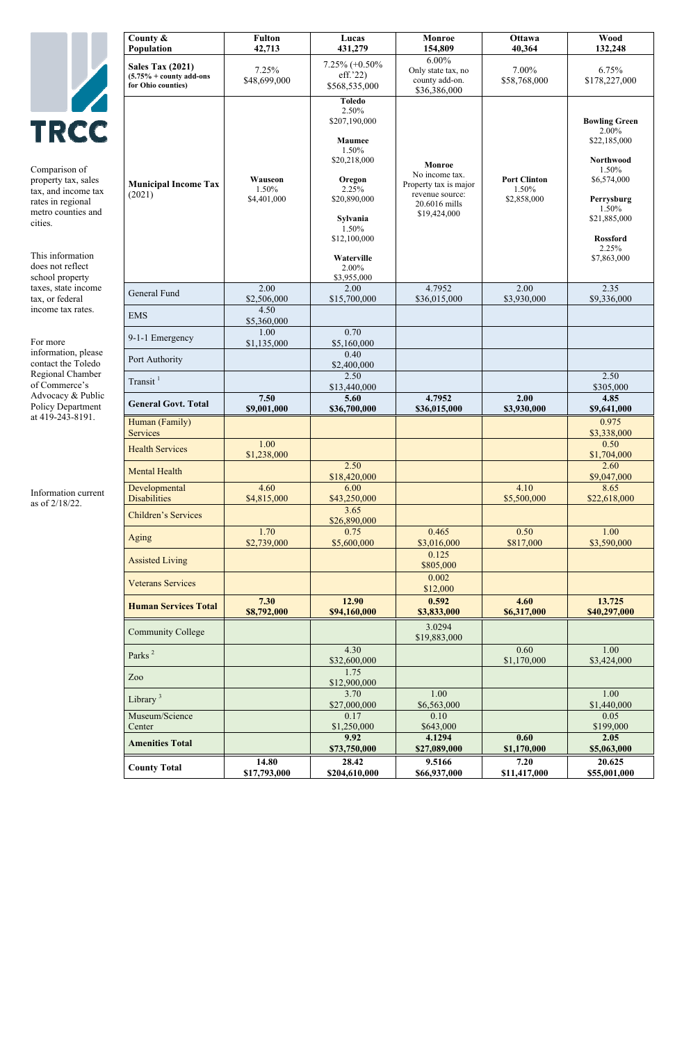**TRCC**

Comparison of property tax, sales tax, and income tax rates in regional metro counties and cities.

This information does not reflect school property taxes, state income tax, or federal income tax rates.

For more information, please contact the Toledo Regional Chamber of Commerce's Advocacy & Public Policy Department at 419-243-8191.

Information current as of 2/18/22.

| County & Population | Fulton 42,713 | Lucas 431,279 | Monroe 154,809 | Ottawa 40,364 | Wood 132,248 |
|---|---|---|---|---|---|
| **Sales Tax (2021)** **(5.75% + county add-ons for Ohio counties)** | 7.25% $48,699,000 | 7.25% (+0.50% eff.'22) $568,535,000 | 6.00% Only state tax, no county add-on. $36,386,000 | 7.00% $58,768,000 | 6.75% $178,227,000 |
| **Municipal Income Tax** (2021) | **Wauseon** 1.50% $4,401,000 | **Toledo** 2.50% $207,190,000 **Maumee** 1.50% $20,218,000 **Oregon** 2.25% $20,890,000 **Sylvania** 1.50% $12,100,000 **Waterville** 2.00% $3,955,000 | **Monroe** No income tax. Property tax is major revenue source: 20.6016 mills $19,424,000 | **Port Clinton** 1.50% $2,858,000 | **Bowling Green** 2.00% $22,185,000 **Northwood** 1.50% $6,574,000 **Perrysburg** 1.50% $21,885,000 **Rossford** 2.25% $7,863,000 |
| General Fund | 2.00 $2,506,000 | 2.00 $15,700,000 | 4.7952 $36,015,000 | 2.00 $3,930,000 | 2.35 $9,336,000 |
| EMS | 4.50 $5,360,000 | | | | |
| 9-1-1 Emergency | 1.00 $1,135,000 | 0.70 $5,160,000 | | | |
| Port Authority | | 0.40 $2,400,000 | | | |
| Transit [1] | | 2.50 $13,440,000 | | | 2.50 $305,000 |
| **General Govt. Total** | **7.50 $9,001,000** | **5.60 $36,700,000** | **4.7952 $36,015,000** | **2.00 $3,930,000** | **4.85 $9,641,000** |
| Human (Family) Services | | | | | 0.975 $3,338,000 |
| Health Services | 1.00 $1,238,000 | | | | 0.50 $1,704,000 |
| Mental Health | | 2.50 $18,420,000 | | | 2.60 $9,047,000 |
| Developmental Disabilities | 4.60 $4,815,000 | 6.00 $43,250,000 | | 4.10 $5,500,000 | 8.65 $22,618,000 |
| Children's Services | | 3.65 $26,890,000 | | | |
| Aging | 1.70 $2,739,000 | 0.75 $5,600,000 | 0.465 $3,016,000 | 0.50 $817,000 | 1.00 $3,590,000 |
| Assisted Living | | | 0.125 $805,000 | | |
| Veterans Services | | | 0.002 $12,000 | | |
| **Human Services Total** | **7.30 $8,792,000** | **12.90 $94,160,000** | **0.592 $3,833,000** | **4.60 $6,317,000** | **13.725 $40,297,000** |
| Community College | | | 3.0294 $19,883,000 | | |
| Parks [2] | | 4.30 $32,600,000 | | 0.60 $1,170,000 | 1.00 $3,424,000 |
| Zoo | | 1.75 $12,900,000 | | | |
| Library [3] | | 3.70 $27,000,000 | 1.00 $6,563,000 | | 1.00 $1,440,000 |
| Museum/Science Center | | 0.17 $1,250,000 | 0.10 $643,000 | | 0.05 $199,000 |
| **Amenities Total** | | **9.92 $73,750,000** | **4.1294 $27,089,000** | **0.60 $1,170,000** | **2.05 $5,063,000** |
| **County Total** | **14.80 $17,793,000** | **28.42 $204,610,000** | **9.5166 $66,937,000** | **7.20 $11,417,000** | **20.625 $55,001,000** |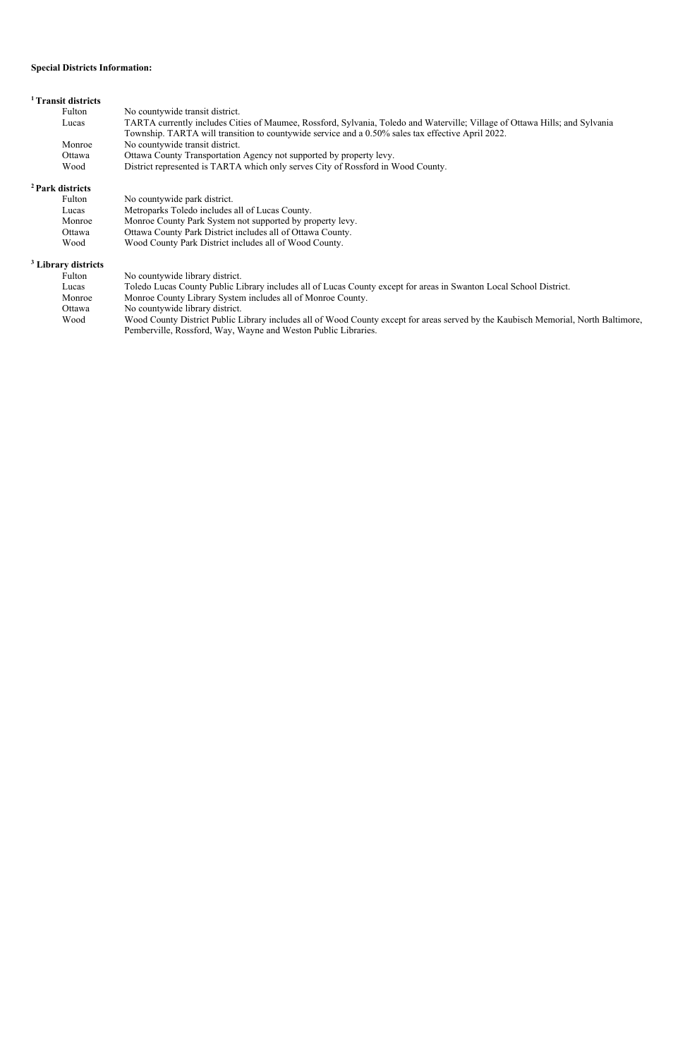**Special Districts Information:**

[1] **Transit districts**

| | |
|---|---|
| Fulton | No countywide transit district. |
| Lucas | TARTA currently includes Cities of Maumee, Rossford, Sylvania, Toledo and Waterville; Village of Ottawa Hills; and Sylvania Township. TARTA will transition to countywide service and a 0.50% sales tax effective April 2022. |
| Monroe | No countywide transit district. |
| Ottawa | Ottawa County Transportation Agency not supported by property levy. |
| Wood | District represented is TARTA which only serves City of Rossford in Wood County. |

[2] **Park districts**

| | |
|---|---|
| Fulton | No countywide park district. |
| Lucas | Metroparks Toledo includes all of Lucas County. |
| Monroe | Monroe County Park System not supported by property levy. |
| Ottawa | Ottawa County Park District includes all of Ottawa County. |
| Wood | Wood County Park District includes all of Wood County. |

[3] **Library districts**

| | |
|---|---|
| Fulton | No countywide library district. |
| Lucas | Toledo Lucas County Public Library includes all of Lucas County except for areas in Swanton Local School District. |
| Monroe | Monroe County Library System includes all of Monroe County. |
| Ottawa | No countywide library district. |
| Wood | Wood County District Public Library includes all of Wood County except for areas served by the Kaubisch Memorial, North Baltimore, Pemberville, Rossford, Way, Wayne and Weston Public Libraries. |